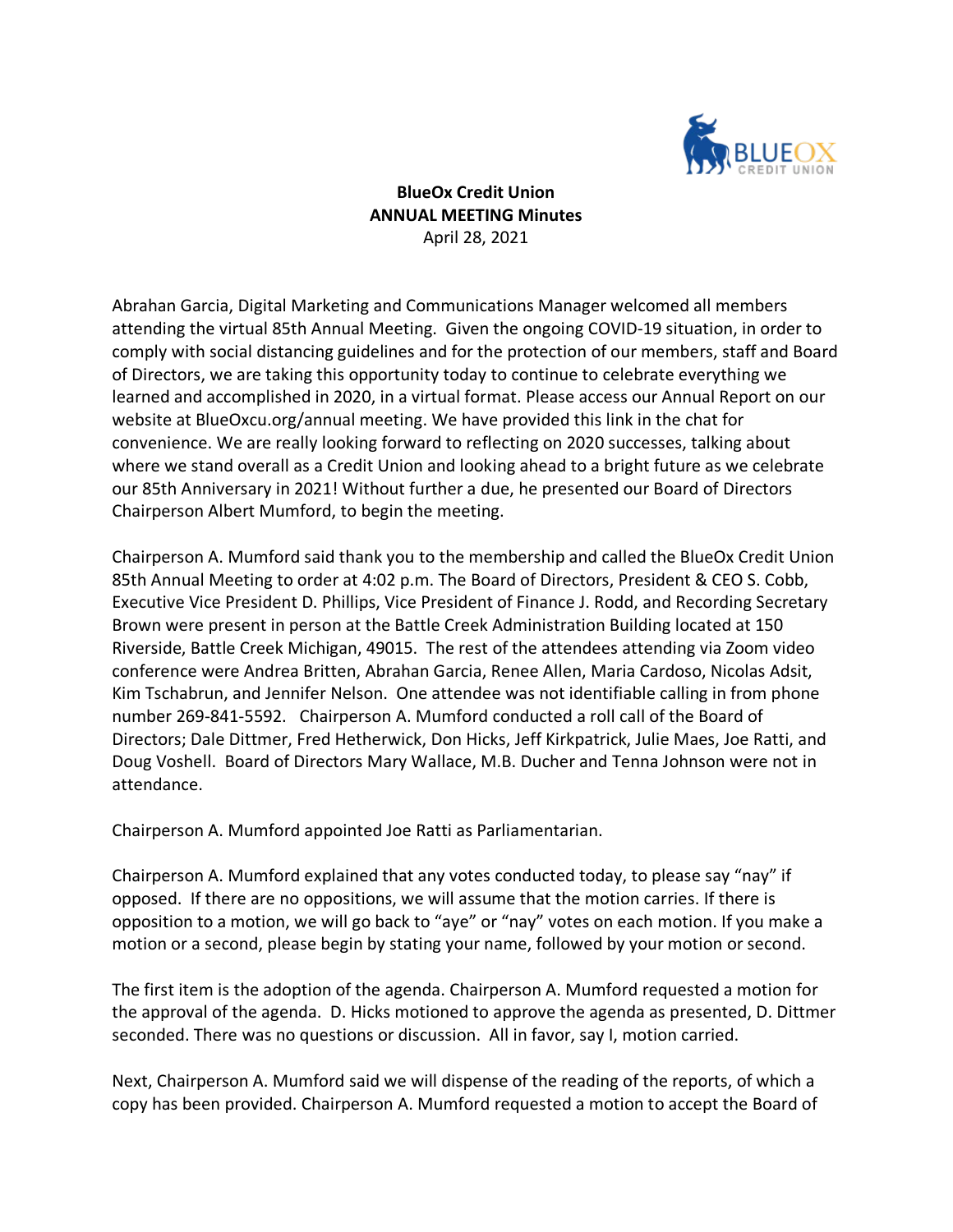**BlueOx Credit Union**
**ANNUAL MEETING Minutes**
April 28, 2021

Abrahan Garcia, Digital Marketing and Communications Manager welcomed all members attending the virtual 85th Annual Meeting. Given the ongoing COVID-19 situation, in order to comply with social distancing guidelines and for the protection of our members, staff and Board of Directors, we are taking this opportunity today to continue to celebrate everything we learned and accomplished in 2020, in a virtual format. Please access our Annual Report on our website at BlueOxcu.org/annual meeting. We have provided this link in the chat for convenience. We are really looking forward to reflecting on 2020 successes, talking about where we stand overall as a Credit Union and looking ahead to a bright future as we celebrate our 85th Anniversary in 2021! Without further a due, he presented our Board of Directors Chairperson Albert Mumford, to begin the meeting.

Chairperson A. Mumford said thank you to the membership and called the BlueOx Credit Union 85th Annual Meeting to order at 4:02 p.m. The Board of Directors, President & CEO S. Cobb, Executive Vice President D. Phillips, Vice President of Finance J. Rodd, and Recording Secretary Brown were present in person at the Battle Creek Administration Building located at 150 Riverside, Battle Creek Michigan, 49015. The rest of the attendees attending via Zoom video conference were Andrea Britten, Abrahan Garcia, Renee Allen, Maria Cardoso, Nicolas Adsit, Kim Tschabrun, and Jennifer Nelson. One attendee was not identifiable calling in from phone number 269-841-5592. Chairperson A. Mumford conducted a roll call of the Board of Directors; Dale Dittmer, Fred Hetherwick, Don Hicks, Jeff Kirkpatrick, Julie Maes, Joe Ratti, and Doug Voshell. Board of Directors Mary Wallace, M.B. Ducher and Tenna Johnson were not in attendance.

Chairperson A. Mumford appointed Joe Ratti as Parliamentarian.

Chairperson A. Mumford explained that any votes conducted today, to please say "nay" if opposed. If there are no oppositions, we will assume that the motion carries. If there is opposition to a motion, we will go back to "aye" or "nay" votes on each motion. If you make a motion or a second, please begin by stating your name, followed by your motion or second.

The first item is the adoption of the agenda. Chairperson A. Mumford requested a motion for the approval of the agenda. D. Hicks motioned to approve the agenda as presented, D. Dittmer seconded. There was no questions or discussion. All in favor, say I, motion carried.

Next, Chairperson A. Mumford said we will dispense of the reading of the reports, of which a copy has been provided. Chairperson A. Mumford requested a motion to accept the Board of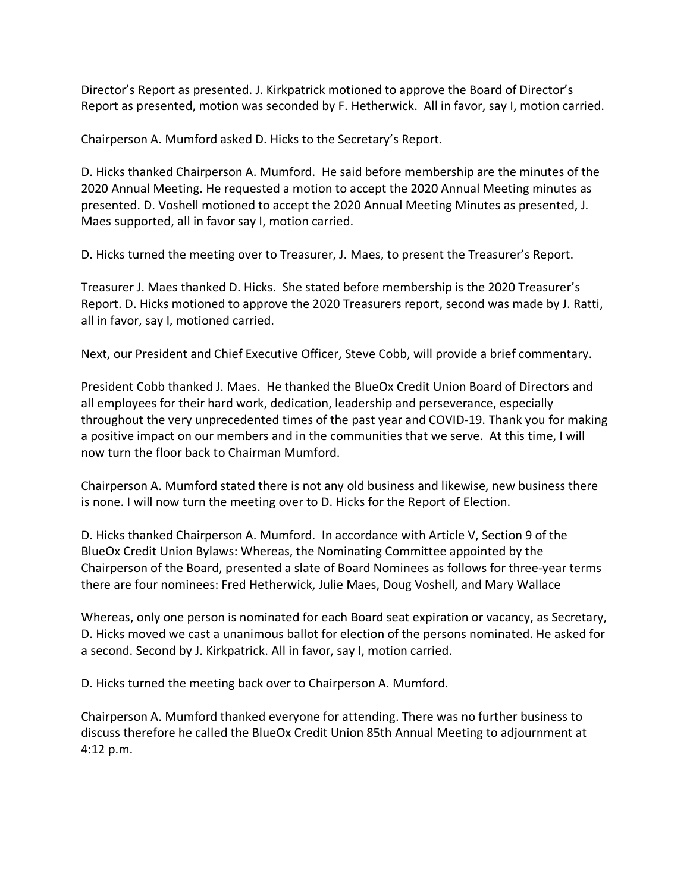Director's Report as presented. J. Kirkpatrick motioned to approve the Board of Director's Report as presented, motion was seconded by F. Hetherwick. All in favor, say I, motion carried.

Chairperson A. Mumford asked D. Hicks to the Secretary's Report.

D. Hicks thanked Chairperson A. Mumford. He said before membership are the minutes of the 2020 Annual Meeting. He requested a motion to accept the 2020 Annual Meeting minutes as presented. D. Voshell motioned to accept the 2020 Annual Meeting Minutes as presented, J. Maes supported, all in favor say I, motion carried.

D. Hicks turned the meeting over to Treasurer, J. Maes, to present the Treasurer's Report.

Treasurer J. Maes thanked D. Hicks. She stated before membership is the 2020 Treasurer's Report. D. Hicks motioned to approve the 2020 Treasurers report, second was made by J. Ratti, all in favor, say I, motioned carried.

Next, our President and Chief Executive Officer, Steve Cobb, will provide a brief commentary.

President Cobb thanked J. Maes. He thanked the BlueOx Credit Union Board of Directors and all employees for their hard work, dedication, leadership and perseverance, especially throughout the very unprecedented times of the past year and COVID-19. Thank you for making a positive impact on our members and in the communities that we serve. At this time, I will now turn the floor back to Chairman Mumford.

Chairperson A. Mumford stated there is not any old business and likewise, new business there is none. I will now turn the meeting over to D. Hicks for the Report of Election.

D. Hicks thanked Chairperson A. Mumford. In accordance with Article V, Section 9 of the BlueOx Credit Union Bylaws: Whereas, the Nominating Committee appointed by the Chairperson of the Board, presented a slate of Board Nominees as follows for three-year terms there are four nominees: Fred Hetherwick, Julie Maes, Doug Voshell, and Mary Wallace

Whereas, only one person is nominated for each Board seat expiration or vacancy, as Secretary, D. Hicks moved we cast a unanimous ballot for election of the persons nominated. He asked for a second. Second by J. Kirkpatrick. All in favor, say I, motion carried.

D. Hicks turned the meeting back over to Chairperson A. Mumford.

Chairperson A. Mumford thanked everyone for attending. There was no further business to discuss therefore he called the BlueOx Credit Union 85th Annual Meeting to adjournment at 4:12 p.m.